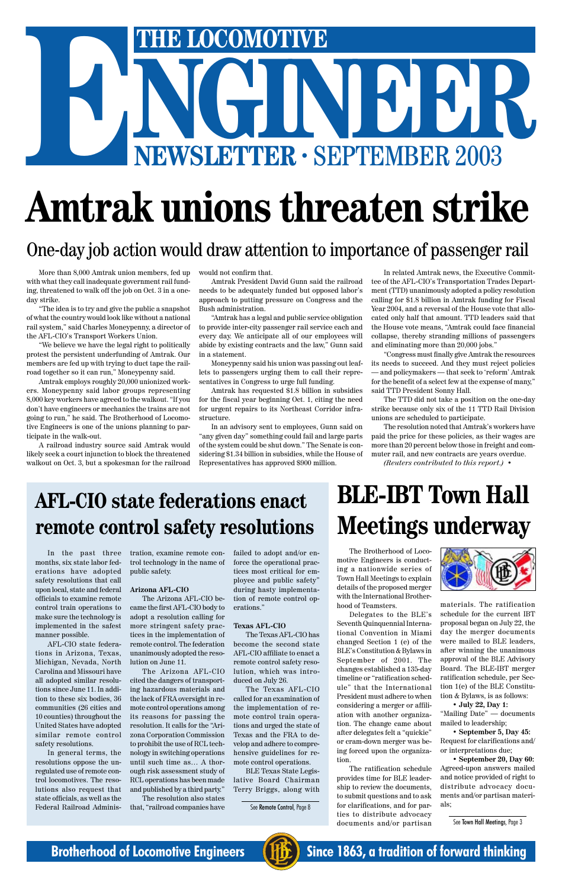# THE LOCOMOTIVE ENGINEER

## NEWSLETTER · SEPTEMBER 2003

# Amtrak unions threaten strike

## One-day job action would draw attention to importance of passenger rail

More than 8,000 Amtrak union members, fed up with what they call inadequate government rail funding, threatened to walk off the job on Oct. 3 in a one-day strike.

"The idea is to try and give the public a snapshot of what the country would look like without a national rail system," said Charles Moneypenny, a director of the AFL-CIO's Transport Workers Union.

"We believe we have the legal right to politically protest the persistent underfunding of Amtrak. Our members are fed up with trying to duct tape the railroad together so it can run," Moneypenny said.

Amtrak employs roughly 20,000 unionized workers. Moneypenny said labor groups representing 8,000 key workers have agreed to the walkout. "If you don't have engineers or mechanics the trains are not going to run," he said. The Brotherhood of Locomotive Engineers is one of the unions planning to participate in the walk-out.

A railroad industry source said Amtrak would likely seek a court injunction to block the threatened walkout on Oct. 3, but a spokesman for the railroad would not confirm that.

Amtrak President David Gunn said the railroad needs to be adequately funded but opposed labor's approach to putting pressure on Congress and the Bush administration.

"Amtrak has a legal and public service obligation to provide inter-city passenger rail service each and every day. We anticipate all of our employees will abide by existing contracts and the law," Gunn said in a statement.

Moneypenny said his union was passing out leaflets to passengers urging them to call their representatives in Congress to urge full funding.

Amtrak has requested $1.8 billion in subsidies for the fiscal year beginning Oct. 1, citing the need for urgent repairs to its Northeast Corridor infrastructure.

In an advisory sent to employees, Gunn said on "any given day" something could fail and large parts of the system could be shut down." The Senate is considering $1.34 billion in subsidies, while the House of Representatives has approved $900 million.

In related Amtrak news, the Executive Committee of the AFL-CIO's Transportation Trades Department (TTD) unanimously adopted a policy resolution calling for $1.8 billion in Amtrak funding for Fiscal Year 2004, and a reversal of the House vote that allocated only half that amount. TTD leaders said that the House vote means, "Amtrak could face financial collapse, thereby stranding millions of passengers and eliminating more than 20,000 jobs."

"Congress must finally give Amtrak the resources its needs to succeed. And they must reject policies — and policymakers — that seek to 'reform' Amtrak for the benefit of a select few at the expense of many," said TTD President Sonny Hall.

The TTD did not take a position on the one-day strike because only six of the 11 TTD Rail Division unions are scheduled to participate.

The resolution noted that Amtrak's workers have paid the price for these policies, as their wages are more than 20 percent below those in freight and commuter rail, and new contracts are years overdue.

*(Reuters contributed to this report.)* •

# AFL-CIO state federations enact remote control safety resolutions

In the past three months, six state labor federations have adopted safety resolutions that call upon local, state and federal officials to examine remote control train operations to make sure the technology is implemented in the safest manner possible.

AFL-CIO state federations in Arizona, Texas, Michigan, Nevada, North Carolina and Missouri have all adopted similar resolutions since June 11. In addition to these six bodies, 36 communities (26 cities and 10 counties) throughout the United States have adopted similar remote control safety resolutions.

In general terms, the resolutions oppose the unregulated use of remote control locomotives. The resolutions also request that state officials, as well as the Federal Railroad Administration, examine remote control technology in the name of public safety.

**Arizona AFL-CIO**

The Arizona AFL-CIO became the first AFL-CIO body to adopt a resolution calling for more stringent safety practices in the implementation of remote control. The federation unanimously adopted the resolution on June 11.

The Arizona AFL-CIO cited the dangers of transporting hazardous materials and the lack of FRA oversight in remote control operations among its reasons for passing the resolution. It calls for the "Arizona Corporation Commission to prohibit the use of RCL technology in switching operations until such time as... A thorough risk assessment study of RCL operations has been made and published by a third party."

The resolution also states that, "railroad companies have failed to adopt and/or enforce the operational practices most critical for employee and public safety" during hasty implementation of remote control operations."

**Texas AFL-CIO**

The Texas AFL-CIO has become the second state AFL-CIO affiliate to enact a remote control safety resolution, which was introduced on July 26.

The Texas AFL-CIO called for an examination of the implementation of remote control train operations and urged the state of Texas and the FRA to develop and adhere to comprehensive guidelines for remote control operations.

BLE Texas State Legislative Board Chairman Terry Briggs, along with

See **Remote Control**, Page 8

# BLE-IBT Town Hall Meetings underway

The Brotherhood of Locomotive Engineers is conducting a nationwide series of Town Hall Meetings to explain details of the proposed merger with the International Brotherhood of Teamsters.

Delegates to the BLE's Seventh Quinquennial International Convention in Miami changed Section 1 (e) of the BLE's Constitution & Bylaws in September of 2001. The changes established a 135-day timeline or "ratification schedule" that the International President must adhere to when considering a merger or affiliation with another organization. The change came about after delegates felt a "quickie" or cram-down merger was being forced upon the organization.

The ratification schedule provides time for BLE leadership to review the documents, to submit questions and to ask for clarifications, and for parties to distribute advocacy documents and/or partisan materials. The ratification schedule for the current IBT proposal began on July 22, the day the merger documents were mailed to BLE leaders, after winning the unanimous approval of the BLE Advisory Board. The BLE-IBT merger ratification schedule, per Section 1(e) of the BLE Constitution & Bylaws, is as follows:

**• July 22, Day 1:** "Mailing Date" — documents mailed to leadership;

**• September 5, Day 45:** Request for clarifications and/or interpretations due;

**• September 20, Day 60:** Agreed-upon answers mailed and notice provided of right to distribute advocacy documents and/or partisan materials;

See **Town Hall Meetings**, Page 3

**Brotherhood of Locomotive Engineers** — **Since 1863, a tradition of forward thinking**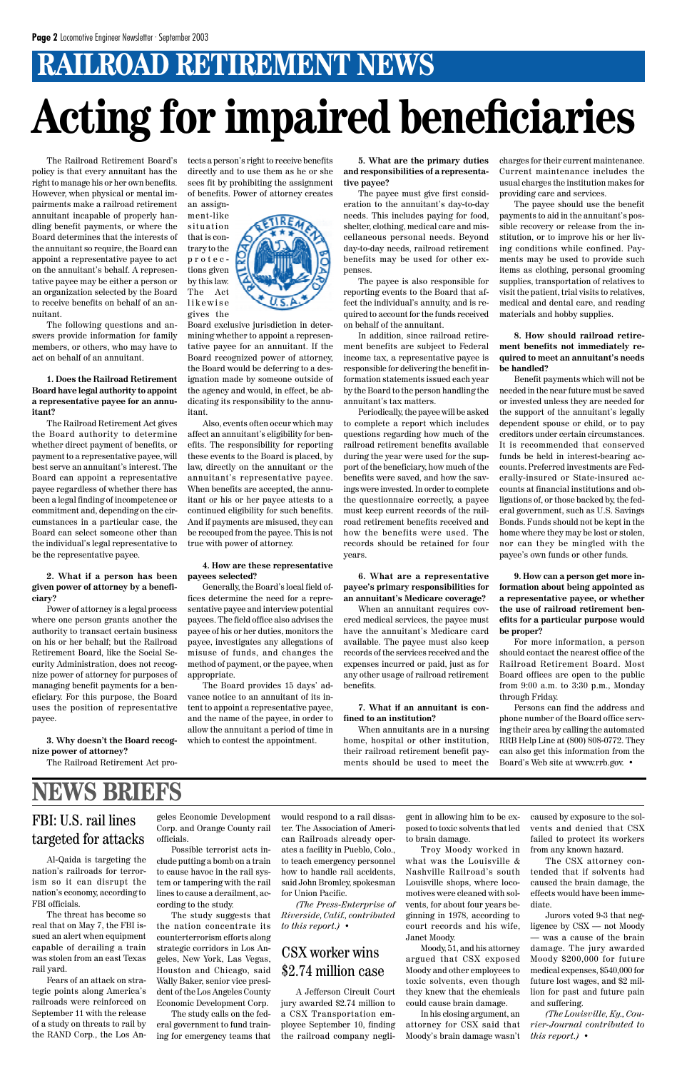# RAILROAD RETIREMENT NEWS

# Acting for impaired beneficiaries

The Railroad Retirement Board's policy is that every annuitant has the right to manage his or her own benefits. However, when physical or mental impairments make a railroad retirement annuitant incapable of properly handling benefit payments, or where the Board determines that the interests of the annuitant so require, the Board can appoint a representative payee to act on the annuitant's behalf. A representative payee may be either a person or an organization selected by the Board to receive benefits on behalf of an annuitant.

The following questions and answers provide information for family members, or others, who may have to act on behalf of an annuitant.

**1. Does the Railroad Retirement Board have legal authority to appoint a representative payee for an annuitant?**

The Railroad Retirement Act gives the Board authority to determine whether direct payment of benefits, or payment to a representative payee, will best serve an annuitant's interest. The Board can appoint a representative payee regardless of whether there has been a legal finding of incompetence or commitment and, depending on the circumstances in a particular case, the Board can select someone other than the individual's legal representative to be the representative payee.

**2. What if a person has been given power of attorney by a beneficiary?**

Power of attorney is a legal process where one person grants another the authority to transact certain business on his or her behalf; but the Railroad Retirement Board, like the Social Security Administration, does not recognize power of attorney for purposes of managing benefit payments for a beneficiary. For this purpose, the Board uses the position of representative payee.

**3. Why doesn't the Board recognize power of attorney?**

The Railroad Retirement Act protects a person's right to receive benefits directly and to use them as he or she sees fit by prohibiting the assignment of benefits. Power of attorney creates an assignment-like situation that is contrary to the protections given by this law. The Act likewise gives the Board exclusive jurisdiction in determining whether to appoint a representative payee for an annuitant. If the Board recognized power of attorney, the Board would be deferring to a designation made by someone outside of the agency and would, in effect, be abdicating its responsibility to the annuitant.

Also, events often occur which may affect an annuitant's eligibility for benefits. The responsibility for reporting these events to the Board is placed, by law, directly on the annuitant or the annuitant's representative payee. When benefits are accepted, the annuitant or his or her payee attests to a continued eligibility for such benefits. And if payments are misused, they can be recouped from the payee. This is not true with power of attorney.

**4. How are these representative payees selected?**

Generally, the Board's local field offices determine the need for a representative payee and interview potential payees. The field office also advises the payee of his or her duties, monitors the payee, investigates any allegations of misuse of funds, and changes the method of payment, or the payee, when appropriate.

The Board provides 15 days' advance notice to an annuitant of its intent to appoint a representative payee, and the name of the payee, in order to allow the annuitant a period of time in which to contest the appointment.

**5. What are the primary duties and responsibilities of a representative payee?**

The payee must give first consideration to the annuitant's day-to-day needs. This includes paying for food, shelter, clothing, medical care and miscellaneous personal needs. Beyond day-to-day needs, railroad retirement benefits may be used for other expenses.

The payee is also responsible for reporting events to the Board that affect the individual's annuity, and is required to account for the funds received on behalf of the annuitant.

In addition, since railroad retirement benefits are subject to Federal income tax, a representative payee is responsible for delivering the benefit information statements issued each year by the Board to the person handling the annuitant's tax matters.

Periodically, the payee will be asked to complete a report which includes questions regarding how much of the railroad retirement benefits available during the year were used for the support of the beneficiary, how much of the benefits were saved, and how the savings were invested. In order to complete the questionnaire correctly, a payee must keep current records of the railroad retirement benefits received and how the benefits were used. The records should be retained for four years.

**6. What are a representative payee's primary responsibilities for an annuitant's Medicare coverage?**

When an annuitant requires covered medical services, the payee must have the annuitant's Medicare card available. The payee must also keep records of the services received and the expenses incurred or paid, just as for any other usage of railroad retirement benefits.

**7. What if an annuitant is confined to an institution?**

When annuitants are in a nursing home, hospital or other institution, their railroad retirement benefit payments should be used to meet the charges for their current maintenance. Current maintenance includes the usual charges the institution makes for providing care and services.

The payee should use the benefit payments to aid in the annuitant's possible recovery or release from the institution, or to improve his or her living conditions while confined. Payments may be used to provide such items as clothing, personal grooming supplies, transportation of relatives to visit the patient, trial visits to relatives, medical and dental care, and reading materials and hobby supplies.

**8. How should railroad retirement benefits not immediately required to meet an annuitant's needs be handled?**

Benefit payments which will not be needed in the near future must be saved or invested unless they are needed for the support of the annuitant's legally dependent spouse or child, or to pay creditors under certain circumstances. It is recommended that conserved funds be held in interest-bearing accounts. Preferred investments are Federally-insured or State-insured accounts at financial institutions and obligations of, or those backed by, the federal government, such as U.S. Savings Bonds. Funds should not be kept in the home where they may be lost or stolen, nor can they be mingled with the payee's own funds or other funds.

**9. How can a person get more information about being appointed as a representative payee, or whether the use of railroad retirement benefits for a particular purpose would be proper?**

For more information, a person should contact the nearest office of the Railroad Retirement Board. Most Board offices are open to the public from 9:00 a.m. to 3:30 p.m., Monday through Friday.

Persons can find the address and phone number of the Board office serving their area by calling the automated RRB Help Line at (800) 808-0772. They can also get this information from the Board's Web site at www.rrb.gov. •

# NEWS BRIEFS

## FBI: U.S. rail lines targeted for attacks

Al-Qaida is targeting the nation's railroads for terrorism so it can disrupt the nation's economy, according to FBI officials.

The threat has become so real that on May 7, the FBI issued an alert when equipment capable of derailing a train was stolen from an east Texas rail yard.

Fears of an attack on strategic points along America's railroads were reinforced on September 11 with the release of a study on threats to rail by the RAND Corp., the Los Angeles Economic Development Corp. and Orange County rail officials.

Possible terrorist acts include putting a bomb on a train to cause havoc in the rail system or tampering with the rail lines to cause a derailment, according to the study.

The study suggests that the nation concentrate its counterterrorism efforts along strategic corridors in Los Angeles, New York, Las Vegas, Houston and Chicago, said Wally Baker, senior vice president of the Los Angeles County Economic Development Corp.

The study calls on the federal government to fund training for emergency teams that would respond to a rail disaster. The Association of American Railroads already operates a facility in Pueblo, Colo., to teach emergency personnel how to handle rail accidents, said John Bromley, spokesman for Union Pacific.

*(The Press-Enterprise of Riverside, Calif., contributed to this report.)* •

## CSX worker wins $2.74 million case

A Jefferson Circuit Court jury awarded $2.74 million to a CSX Transportation employee September 10, finding the railroad company negligent in allowing him to be exposed to toxic solvents that led to brain damage.

Troy Moody worked in what was the Louisville & Nashville Railroad's south Louisville shops, where locomotives were cleaned with solvents, for about four years beginning in 1978, according to court records and his wife, Janet Moody.

Moody, 51, and his attorney argued that CSX exposed Moody and other employees to toxic solvents, even though they knew that the chemicals could cause brain damage.

In his closing argument, an attorney for CSX said that Moody's brain damage wasn't caused by exposure to the solvents and denied that CSX failed to protect its workers from any known hazard.

The CSX attorney contended that if solvents had caused the brain damage, the effects would have been immediate.

Jurors voted 9-3 that negligence by CSX — not Moody — was a cause of the brain damage. The jury awarded Moody $200,000 for future medical expenses, $540,000 for future lost wages, and $2 million for past and future pain and suffering.

*(The Louisville, Ky., Courier-Journal contributed to this report.)* •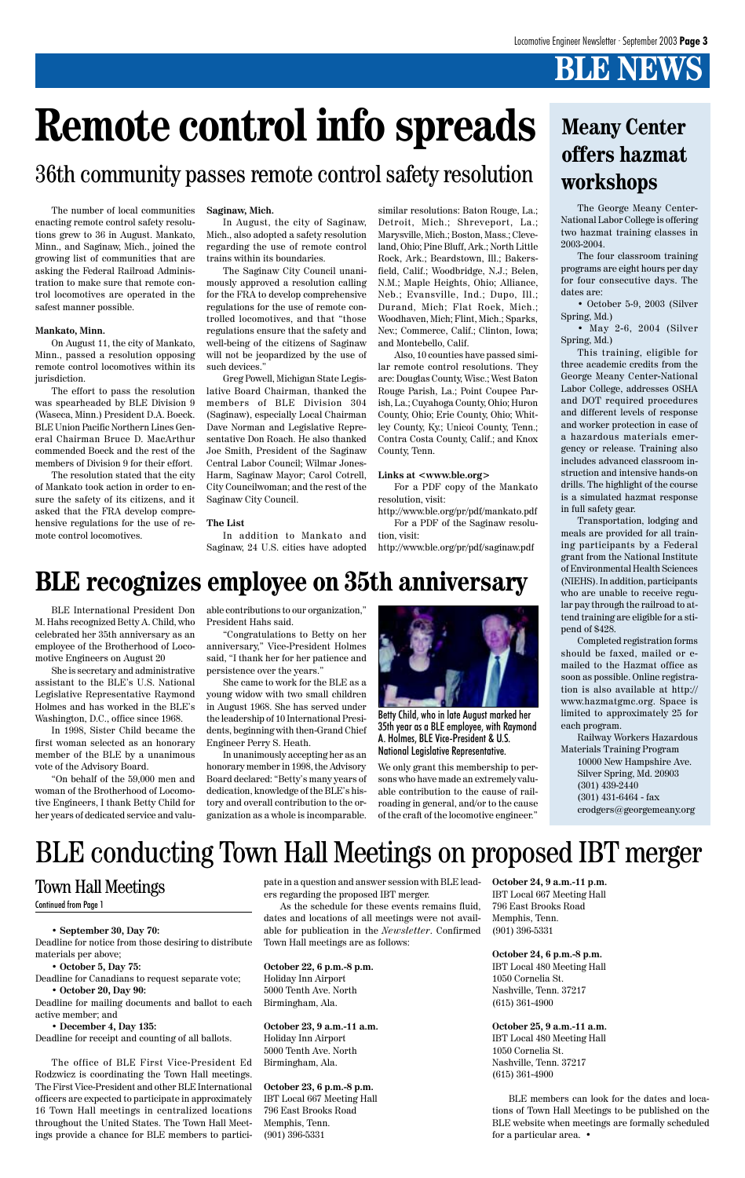# BLE NEWS

# Remote control info spreads

## 36th community passes remote control safety resolution

The number of local communities enacting remote control safety resolutions grew to 36 in August. Mankato, Minn., and Saginaw, Mich., joined the growing list of communities that are asking the Federal Railroad Administration to make sure that remote control locomotives are operated in the safest manner possible.

**Mankato, Minn.**

On August 11, the city of Mankato, Minn., passed a resolution opposing remote control locomotives within its jurisdiction.

The effort to pass the resolution was spearheaded by BLE Division 9 (Waseca, Minn.) President D.A. Boeck. BLE Union Pacific Northern Lines General Chairman Bruce D. MacArthur commended Boeck and the rest of the members of Division 9 for their effort.

The resolution stated that the city of Mankato took action in order to ensure the safety of its citizens, and it asked that the FRA develop comprehensive regulations for the use of remote control locomotives.

**Saginaw, Mich.**

In August, the city of Saginaw, Mich., also adopted a safety resolution regarding the use of remote control trains within its boundaries.

The Saginaw City Council unanimously approved a resolution calling for the FRA to develop comprehensive regulations for the use of remote controlled locomotives, and that "those regulations ensure that the safety and well-being of the citizens of Saginaw will not be jeopardized by the use of such devices."

Greg Powell, Michigan State Legislative Board Chairman, thanked the members of BLE Division 304 (Saginaw), especially Local Chairman Dave Norman and Legislative Representative Don Roach. He also thanked Joe Smith, President of the Saginaw Central Labor Council; Wilmar Jones-Harm, Saginaw Mayor; Carol Cotrell, City Councilwoman; and the rest of the Saginaw City Council.

**The List**

In addition to Mankato and Saginaw, 24 U.S. cities have adopted similar resolutions: Baton Rouge, La.; Detroit, Mich.; Shreveport, La.; Marysville, Mich.; Boston, Mass.; Cleveland, Ohio; Pine Bluff, Ark.; North Little Rock, Ark.; Beardstown, Ill.; Bakersfield, Calif.; Woodbridge, N.J.; Belen, N.M.; Maple Heights, Ohio; Alliance, Neb.; Evansville, Ind.; Dupo, Ill.; Durand, Mich; Flat Rock, Mich.; Woodhaven, Mich; Flint, Mich.; Sparks, Nev.; Commerce, Calif.; Clinton, Iowa; and Montebello, Calif.

Also, 10 counties have passed similar remote control resolutions. They are: Douglas County, Wisc.; West Baton Rouge Parish, La.; Point Coupee Parish, La.; Cuyahoga County, Ohio; Huron County, Ohio; Erie County, Ohio; Whitley County, Ky.; Unicoi County, Tenn.; Contra Costa County, Calif.; and Knox County, Tenn.

**Links at <www.ble.org>**

For a PDF copy of the Mankato resolution, visit:
http://www.ble.org/pr/pdf/mankato.pdf

For a PDF of the Saginaw resolution, visit:
http://www.ble.org/pr/pdf/saginaw.pdf

# Meany Center offers hazmat workshops

The George Meany Center-National Labor College is offering two hazmat training classes in 2003-2004.

The four classroom training programs are eight hours per day for four consecutive days. The dates are:

- October 5-9, 2003 (Silver Spring, Md.)
- May 2-6, 2004 (Silver Spring, Md.)

This training, eligible for three academic credits from the George Meany Center-National Labor College, addresses OSHA and DOT required procedures and different levels of response and worker protection in case of a hazardous materials emergency or release. Training also includes advanced classroom instruction and intensive hands-on drills. The highlight of the course is a simulated hazmat response in full safety gear.

Transportation, lodging and meals are provided for all training participants by a Federal grant from the National Institute of Environmental Health Sciences (NIEHS). In addition, participants who are unable to receive regular pay through the railroad to attend training are eligible for a stipend of $428.

Completed registration forms should be faxed, mailed or e-mailed to the Hazmat office as soon as possible. Online registration is also available at http://www.hazmatgmc.org. Space is limited to approximately 25 for each program.

Railway Workers Hazardous Materials Training Program
10000 New Hampshire Ave.
Silver Spring, Md. 20903
(301) 439-2440
(301) 431-6464 - fax
crodgers@georgemeany.org

# BLE recognizes employee on 35th anniversary

BLE International President Don M. Hahs recognized Betty A. Child, who celebrated her 35th anniversary as an employee of the Brotherhood of Locomotive Engineers on August 20

She is secretary and administrative assistant to the BLE's U.S. National Legislative Representative Raymond Holmes and has worked in the BLE's Washington, D.C., office since 1968.

In 1998, Sister Child became the first woman selected as an honorary member of the BLE by a unanimous vote of the Advisory Board.

"On behalf of the 59,000 men and woman of the Brotherhood of Locomotive Engineers, I thank Betty Child for her years of dedicated service and valuable contributions to our organization," President Hahs said.

"Congratulations to Betty on her anniversary," Vice-President Holmes said, "I thank her for her patience and persistence over the years."

She came to work for the BLE as a young widow with two small children in August 1968. She has served under the leadership of 10 International Presidents, beginning with then-Grand Chief Engineer Perry S. Heath.

In unanimously accepting her as an honorary member in 1998, the Advisory Board declared: "Betty's many years of dedication, knowledge of the BLE's history and overall contribution to the organization as a whole is incomparable. We only grant this membership to persons who have made an extremely valuable contribution to the cause of railroading in general, and/or to the cause of the craft of the locomotive engineer."

Betty Child, who in late August marked her 35th year as a BLE employee, with Raymond A. Holmes, BLE Vice-President & U.S. National Legislative Representative.

# BLE conducting Town Hall Meetings on proposed IBT merger

## Town Hall Meetings

Continued from Page 1

- **September 30, Day 70:** Deadline for notice from those desiring to distribute materials per above;
- **October 5, Day 75:** Deadline for Canadians to request separate vote;
- **October 20, Day 90:** Deadline for mailing documents and ballot to each active member; and
- **December 4, Day 135:** Deadline for receipt and counting of all ballots.

The office of BLE First Vice-President Ed Rodzwicz is coordinating the Town Hall meetings. The First Vice-President and other BLE International officers are expected to participate in approximately 16 Town Hall meetings in centralized locations throughout the United States. The Town Hall Meetings provide a chance for BLE members to participate in a question and answer session with BLE leaders regarding the proposed IBT merger.

As the schedule for these events remains fluid, dates and locations of all meetings were not available for publication in the *Newsletter*. Confirmed Town Hall meetings are as follows:

**October 22, 6 p.m.-8 p.m.**
Holiday Inn Airport
5000 Tenth Ave. North
Birmingham, Ala.

**October 23, 9 a.m.-11 a.m.**
Holiday Inn Airport
5000 Tenth Ave. North
Birmingham, Ala.

**October 23, 6 p.m.-8 p.m.**
IBT Local 667 Meeting Hall
796 East Brooks Road
Memphis, Tenn.
(901) 396-5331

**October 24, 9 a.m.-11 p.m.**
IBT Local 667 Meeting Hall
796 East Brooks Road
Memphis, Tenn.
(901) 396-5331

**October 24, 6 p.m.-8 p.m.**
IBT Local 480 Meeting Hall
1050 Cornelia St.
Nashville, Tenn. 37217
(615) 361-4900

**October 25, 9 a.m.-11 a.m.**
IBT Local 480 Meeting Hall
1050 Cornelia St.
Nashville, Tenn. 37217
(615) 361-4900

BLE members can look for the dates and locations of Town Hall Meetings to be published on the BLE website when meetings are formally scheduled for a particular area. •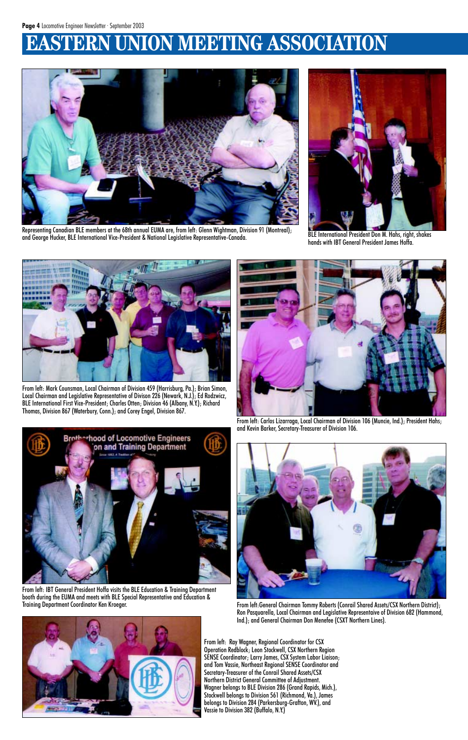# EASTERN UNION MEETING ASSOCIATION

Representing Canadian BLE members at the 68th annual EUMA are, from left: Glenn Wightman, Division 91 (Montreal); and George Hucker, BLE International Vice-President & National Legislative Representative-Canada.

BLE International President Don M. Hahs, right, shakes hands with IBT General President James Hoffa.

From left: Mark Counsman, Local Chairman of Division 459 (Harrisburg, Pa.); Brian Simon, Local Chairman and Legislative Representative of Divison 226 (Newark, N.J.); Ed Rodzwicz, BLE International First Vice-President; Charles Otten; Division 46 (Albany, N.Y.); Richard Thomas, Division 867 (Waterbury, Conn.); and Corey Engel, Division 867.

From left: Carlos Lizarraga, Local Chairman of Division 106 (Muncie, Ind.); President Hahs; and Kevin Barker, Secretary-Treasurer of Division 106.

From left: IBT General President Hoffa visits the BLE Education & Training Department booth during the EUMA and meets with BLE Special Representative and Education & Training Department Coordinator Ken Kroeger.

From left:General Chairman Tommy Roberts (Conrail Shared Assets/CSX Northern District); Ron Pasquarella, Local Chairman and Legislative Representaive of Division 682 (Hammond, Ind.); and General Chairman Don Menefee (CSXT Northern Lines).

From left: Ray Wagner, Regional Coordinator for CSX Operation Redblock; Leon Stockwell, CSX Northern Region SENSE Coordinator; Larry James, CSX System Labor Liaison; and Tom Vassie, Northeast Regional SENSE Coordinator and Secretary-Treasurer of the Conrail Shared Assets/CSX Northern District General Committee of Adjustment. Wagner belongs to BLE Division 286 (Grand Rapids, Mich.), Stockwell belongs to Division 561 (Richmond, Va.), James belongs to Division 284 (Parkersburg-Grafton, WV.), and Vassie to Division 382 (Buffalo, N.Y.)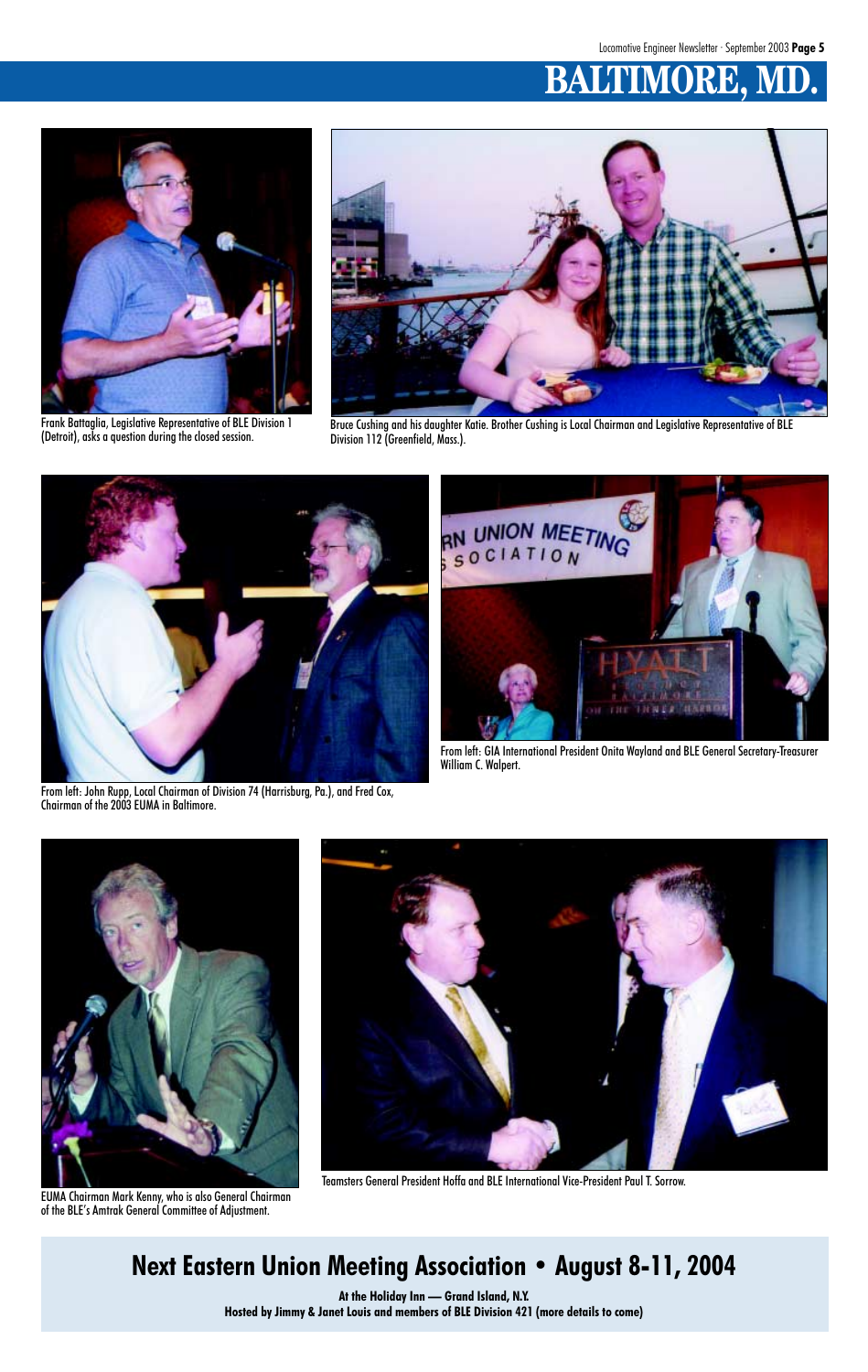# BALTIMORE, MD.

Frank Battaglia, Legislative Representative of BLE Division 1 (Detroit), asks a question during the closed session.

Bruce Cushing and his daughter Katie. Brother Cushing is Local Chairman and Legislative Representative of BLE Division 112 (Greenfield, Mass.).

From left: John Rupp, Local Chairman of Division 74 (Harrisburg, Pa.), and Fred Cox, Chairman of the 2003 EUMA in Baltimore.

From left: GIA International President Onita Wayland and BLE General Secretary-Treasurer William C. Walpert.

EUMA Chairman Mark Kenny, who is also General Chairman of the BLE's Amtrak General Committee of Adjustment.

Teamsters General President Hoffa and BLE International Vice-President Paul T. Sorrow.

## Next Eastern Union Meeting Association • August 8-11, 2004

**At the Holiday Inn — Grand Island, N.Y.**
**Hosted by Jimmy & Janet Louis and members of BLE Division 421 (more details to come)**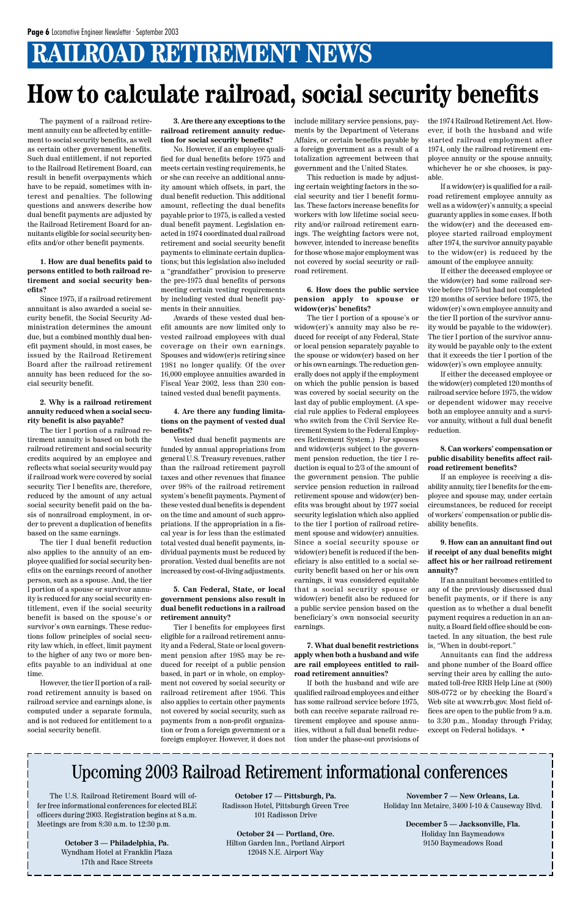# RAILROAD RETIREMENT NEWS

# How to calculate railroad, social security benefits

The payment of a railroad retirement annuity can be affected by entitlement to social security benefits, as well as certain other government benefits. Such dual entitlement, if not reported to the Railroad Retirement Board, can result in benefit overpayments which have to be repaid, sometimes with interest and penalties. The following questions and answers describe how dual benefit payments are adjusted by the Railroad Retirement Board for annuitants eligible for social security benefits and/or other benefit payments.

**1. How are dual benefits paid to persons entitled to both railroad retirement and social security benefits?**

Since 1975, if a railroad retirement annuitant is also awarded a social security benefit, the Social Security Administration determines the amount due, but a combined monthly dual benefit payment should, in most cases, be issued by the Railroad Retirement Board after the railroad retirement annuity has been reduced for the social security benefit.

**2. Why is a railroad retirement annuity reduced when a social security benefit is also payable?**

The tier I portion of a railroad retirement annuity is based on both the railroad retirement and social security credits acquired by an employee and reflects what social security would pay if railroad work were covered by social security. Tier I benefits are, therefore, reduced by the amount of any actual social security benefit paid on the basis of nonrailroad employment, in order to prevent a duplication of benefits based on the same earnings.

The tier I dual benefit reduction also applies to the annuity of an employee qualified for social security benefits on the earnings record of another person, such as a spouse. And, the tier I portion of a spouse or survivor annuity is reduced for any social security entitlement, even if the social security benefit is based on the spouse's or survivor's own earnings. These reductions follow principles of social security law which, in effect, limit payment to the higher of any two or more benefits payable to an individual at one time.

However, the tier II portion of a railroad retirement annuity is based on railroad service and earnings alone, is computed under a separate formula, and is not reduced for entitlement to a social security benefit.

**3. Are there any exceptions to the railroad retirement annuity reduction for social security benefits?**

No. However, if an employee qualified for dual benefits before 1975 and meets certain vesting requirements, he or she can receive an additional annuity amount which offsets, in part, the dual benefit reduction. This additional amount, reflecting the dual benefits payable prior to 1975, is called a vested dual benefit payment. Legislation enacted in 1974 coordinated dual railroad retirement and social security benefit payments to eliminate certain duplications; but this legislation also included a "grandfather" provision to preserve the pre-1975 dual benefits of persons meeting certain vesting requirements by including vested dual benefit payments in their annuities.

Awards of these vested dual benefit amounts are now limited only to vested railroad employees with dual coverage on their own earnings. Spouses and widow(er)s retiring since 1981 no longer qualify. Of the over 16,000 employee annuities awarded in Fiscal Year 2002, less than 230 contained vested dual benefit payments.

**4. Are there any funding limitations on the payment of vested dual benefits?**

Vested dual benefit payments are funded by annual appropriations from general U.S. Treasury revenues, rather than the railroad retirement payroll taxes and other revenues that finance over 98% of the railroad retirement system's benefit payments. Payment of these vested dual benefits is dependent on the time and amount of such appropriations. If the appropriation in a fiscal year is for less than the estimated total vested dual benefit payments, individual payments must be reduced by proration. Vested dual benefits are not increased by cost-of-living adjustments.

**5. Can Federal, State, or local government pensions also result in dual benefit reductions in a railroad retirement annuity?**

Tier I benefits for employees first eligible for a railroad retirement annuity and a Federal, State or local government pension after 1985 may be reduced for receipt of a public pension based, in part or in whole, on employment not covered by social security or railroad retirement after 1956. This also applies to certain other payments not covered by social security, such as payments from a non-profit organization or from a foreign government or a foreign employer. However, it does not include military service pensions, payments by the Department of Veterans Affairs, or certain benefits payable by a foreign government as a result of a totalization agreement between that government and the United States.

This reduction is made by adjusting certain weighting factors in the social security and tier I benefit formulas. These factors increase benefits for workers with low lifetime social security and/or railroad retirement earnings. The weighting factors were not, however, intended to increase benefits for those whose major employment was not covered by social security or railroad retirement.

**6. How does the public service pension apply to spouse or widow(er)s' benefits?**

The tier I portion of a spouse's or widow(er)'s annuity may also be reduced for receipt of any Federal, State or local pension separately payable to the spouse or widow(er) based on her or his own earnings. The reduction generally does not apply if the employment on which the public pension is based was covered by social security on the last day of public employment. (A special rule applies to Federal employees who switch from the Civil Service Retirement System to the Federal Employees Retirement System.) For spouses and widow(er)s subject to the government pension reduction, the tier I reduction is equal to 2/3 of the amount of the government pension. The public service pension reduction in railroad retirement spouse and widow(er) benefits was brought about by 1977 social security legislation which also applied to the tier I portion of railroad retirement spouse and widow(er) annuities. Since a social security spouse or widow(er) benefit is reduced if the beneficiary is also entitled to a social security benefit based on her or his own earnings, it was considered equitable that a social security spouse or widow(er) benefit also be reduced for a public service pension based on the beneficiary's own nonsocial security earnings.

**7. What dual benefit restrictions apply when both a husband and wife are rail employees entitled to railroad retirement annuities?**

If both the husband and wife are qualified railroad employees and either has some railroad service before 1975, both can receive separate railroad retirement employee and spouse annuities, without a full dual benefit reduction under the phase-out provisions of the 1974 Railroad Retirement Act. However, if both the husband and wife started railroad employment after 1974, only the railroad retirement employee annuity or the spouse annuity, whichever he or she chooses, is payable.

If a widow(er) is qualified for a railroad retirement employee annuity as well as a widow(er)'s annuity, a special guaranty applies in some cases. If both the widow(er) and the deceased employee started railroad employment after 1974, the survivor annuity payable to the widow(er) is reduced by the amount of the employee annuity.

If either the deceased employee or the widow(er) had some railroad service before 1975 but had not completed 120 months of service before 1975, the widow(er)'s own employee annuity and the tier II portion of the survivor annuity would be payable to the widow(er). The tier I portion of the survivor annuity would be payable only to the extent that it exceeds the tier I portion of the widow(er)'s own employee annuity.

If either the deceased employee or the widow(er) completed 120 months of railroad service before 1975, the widow or dependent widower may receive both an employee annuity and a survivor annuity, without a full dual benefit reduction.

**8. Can workers' compensation or public disability benefits affect railroad retirement benefits?**

If an employee is receiving a disability annuity, tier I benefits for the employee and spouse may, under certain circumstances, be reduced for receipt of workers' compensation or public disability benefits.

**9. How can an annuitant find out if receipt of any dual benefits might affect his or her railroad retirement annuity?**

If an annuitant becomes entitled to any of the previously discussed dual benefit payments, or if there is any question as to whether a dual benefit payment requires a reduction in an annuity, a Board field office should be contacted. In any situation, the best rule is, "When in doubt-report."

Annuitants can find the address and phone number of the Board office serving their area by calling the automated toll-free RRB Help Line at (800) 808-0772 or by checking the Board's Web site at www.rrb.gov. Most field offices are open to the public from 9 a.m. to 3:30 p.m., Monday through Friday, except on Federal holidays. •

## Upcoming 2003 Railroad Retirement informational conferences

The U.S. Railroad Retirement Board will offer free informational conferences for elected BLE officers during 2003. Registration begins at 8 a.m. Meetings are from 8:30 a.m. to 12:30 p.m.

**October 3 — Philadelphia, Pa.**
Wyndham Hotel at Franklin Plaza
17th and Race Streets

**October 17 — Pittsburgh, Pa.**
Radisson Hotel, Pittsburgh Green Tree
101 Radisson Drive

**October 24 — Portland, Ore.**
Hilton Garden Inn., Portland Airport
12048 N.E. Airport Way

**November 7 — New Orleans, La.**
Holiday Inn Metaire, 3400 I-10 & Causeway Blvd.

**December 5 — Jacksonville, Fla.**
Holiday Inn Baymeadows
9150 Baymeadows Road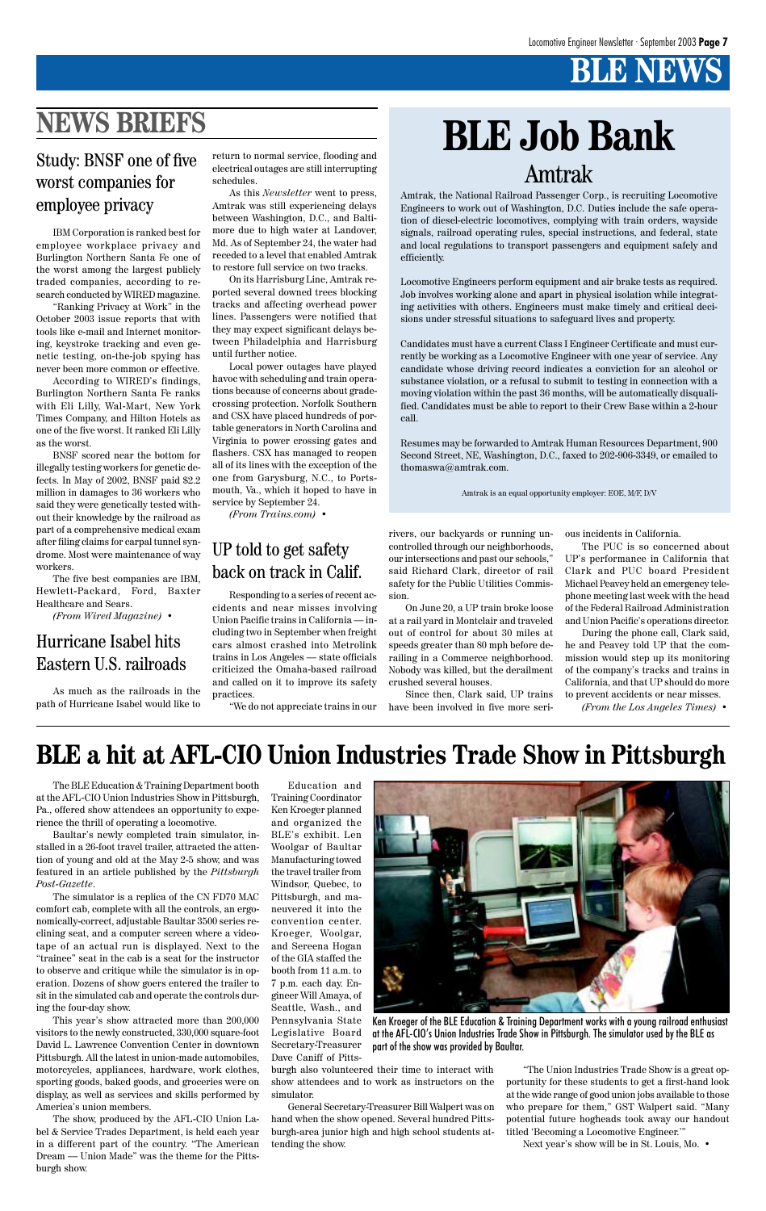# BLE NEWS

## NEWS BRIEFS

### Study: BNSF one of five worst companies for employee privacy

IBM Corporation is ranked best for employee workplace privacy and Burlington Northern Santa Fe one of the worst among the largest publicly traded companies, according to research conducted by WIRED magazine.

"Ranking Privacy at Work" in the October 2003 issue reports that with tools like e-mail and Internet monitoring, keystroke tracking and even genetic testing, on-the-job spying has never been more common or effective.

According to WIRED's findings, Burlington Northern Santa Fe ranks with Eli Lilly, Wal-Mart, New York Times Company, and Hilton Hotels as one of the five worst. It ranked Eli Lilly as the worst.

BNSF scored near the bottom for illegally testing workers for genetic defects. In May of 2002, BNSF paid $2.2 million in damages to 36 workers who said they were genetically tested without their knowledge by the railroad as part of a comprehensive medical exam after filing claims for carpal tunnel syndrome. Most were maintenance of way workers.

The five best companies are IBM, Hewlett-Packard, Ford, Baxter Healthcare and Sears.

*(From Wired Magazine)* •

### Hurricane Isabel hits Eastern U.S. railroads

As much as the railroads in the path of Hurricane Isabel would like to return to normal service, flooding and electrical outages are still interrupting schedules.

As this *Newsletter* went to press, Amtrak was still experiencing delays between Washington, D.C., and Baltimore due to high water at Landover, Md. As of September 24, the water had receded to a level that enabled Amtrak to restore full service on two tracks.

On its Harrisburg Line, Amtrak reported several downed trees blocking tracks and affecting overhead power lines. Passengers were notified that they may expect significant delays between Philadelphia and Harrisburg until further notice.

Local power outages have played havoc with scheduling and train operations because of concerns about grade-crossing protection. Norfolk Southern and CSX have placed hundreds of portable generators in North Carolina and Virginia to power crossing gates and flashers. CSX has managed to reopen all of its lines with the exception of the one from Garysburg, N.C., to Portsmouth, Va., which it hoped to have in service by September 24.

*(From Trains.com)* •

### UP told to get safety back on track in Calif.

Responding to a series of recent accidents and near misses involving Union Pacific trains in California — including two in September when freight cars almost crashed into Metrolink trains in Los Angeles — state officials criticized the Omaha-based railroad and called on it to improve its safety practices.

"We do not appreciate trains in our rivers, our backyards or running uncontrolled through our neighborhoods, our intersections and past our schools," said Richard Clark, director of rail safety for the Public Utilities Commission.

On June 20, a UP train broke loose at a rail yard in Montclair and traveled out of control for about 30 miles at speeds greater than 80 mph before derailing in a Commerce neighborhood. Nobody was killed, but the derailment crushed several houses.

Since then, Clark said, UP trains have been involved in five more serious incidents in California.

The PUC is so concerned about UP's performance in California that Clark and PUC board President Michael Peavey held an emergency telephone meeting last week with the head of the Federal Railroad Administration and Union Pacific's operations director.

During the phone call, Clark said, he and Peavey told UP that the commission would step up its monitoring of the company's tracks and trains in California, and that UP should do more to prevent accidents or near misses.

*(From the Los Angeles Times)* •

## BLE Job Bank

### Amtrak

Amtrak, the National Railroad Passenger Corp., is recruiting Locomotive Engineers to work out of Washington, D.C. Duties include the safe operation of diesel-electric locomotives, complying with train orders, wayside signals, railroad operating rules, special instructions, and federal, state and local regulations to transport passengers and equipment safely and efficiently.

Locomotive Engineers perform equipment and air brake tests as required. Job involves working alone and apart in physical isolation while integrating activities with others. Engineers must make timely and critical decisions under stressful situations to safeguard lives and property.

Candidates must have a current Class I Engineer Certificate and must currently be working as a Locomotive Engineer with one year of service. Any candidate whose driving record indicates a conviction for an alcohol or substance violation, or a refusal to submit to testing in connection with a moving violation within the past 36 months, will be automatically disqualified. Candidates must be able to report to their Crew Base within a 2-hour call.

Resumes may be forwarded to Amtrak Human Resources Department, 900 Second Street, NE, Washington, D.C., faxed to 202-906-3349, or emailed to thomaswa@amtrak.com.

Amtrak is an equal opportunity employer: EOE, M/F, D/V

## BLE a hit at AFL-CIO Union Industries Trade Show in Pittsburgh

The BLE Education & Training Department booth at the AFL-CIO Union Industries Show in Pittsburgh, Pa., offered show attendees an opportunity to experience the thrill of operating a locomotive.

Baultar's newly completed train simulator, installed in a 26-foot travel trailer, attracted the attention of young and old at the May 2-5 show, and was featured in an article published by the *Pittsburgh Post-Gazette*.

The simulator is a replica of the CN FD70 MAC comfort cab, complete with all the controls, an ergonomically-correct, adjustable Baultar 3500 series reclining seat, and a computer screen where a videotape of an actual run is displayed. Next to the "trainee" seat in the cab is a seat for the instructor to observe and critique while the simulator is in operation. Dozens of show goers entered the trailer to sit in the simulated cab and operate the controls during the four-day show.

This year's show attracted more than 200,000 visitors to the newly constructed, 330,000 square-foot David L. Lawrence Convention Center in downtown Pittsburgh. All the latest in union-made automobiles, motorcycles, appliances, hardware, work clothes, sporting goods, baked goods, and groceries were on display, as well as services and skills performed by America's union members.

The show, produced by the AFL-CIO Union Label & Service Trades Department, is held each year in a different part of the country. "The American Dream — Union Made" was the theme for the Pittsburgh show.

Education and Training Coordinator Ken Kroeger planned and organized the BLE's exhibit. Len Woolgar of Baultar Manufacturing towed the travel trailer from Windsor, Quebec, to Pittsburgh, and maneuvered it into the convention center. Kroeger, Woolgar, and Sereena Hogan of the GIA staffed the booth from 11 a.m. to 7 p.m. each day. Engineer Will Amaya, of Seattle, Wash., and Pennsylvania State Legislative Board Secretary-Treasurer Dave Caniff of Pittsburgh also volunteered their time to interact with show attendees and to work as instructors on the simulator.

Ken Kroeger of the BLE Education & Training Department works with a young railroad enthusiast at the AFL-CIO's Union Industries Trade Show in Pittsburgh. The simulator used by the BLE as part of the show was provided by Baultar.

General Secretary-Treasurer Bill Walpert was on hand when the show opened. Several hundred Pittsburgh-area junior high and high school students attending the show.

"The Union Industries Trade Show is a great opportunity for these students to get a first-hand look at the wide range of good union jobs available to those who prepare for them," GST Walpert said. "Many potential future hogheads took away our handout titled 'Becoming a Locomotive Engineer.'"

Next year's show will be in St. Louis, Mo. •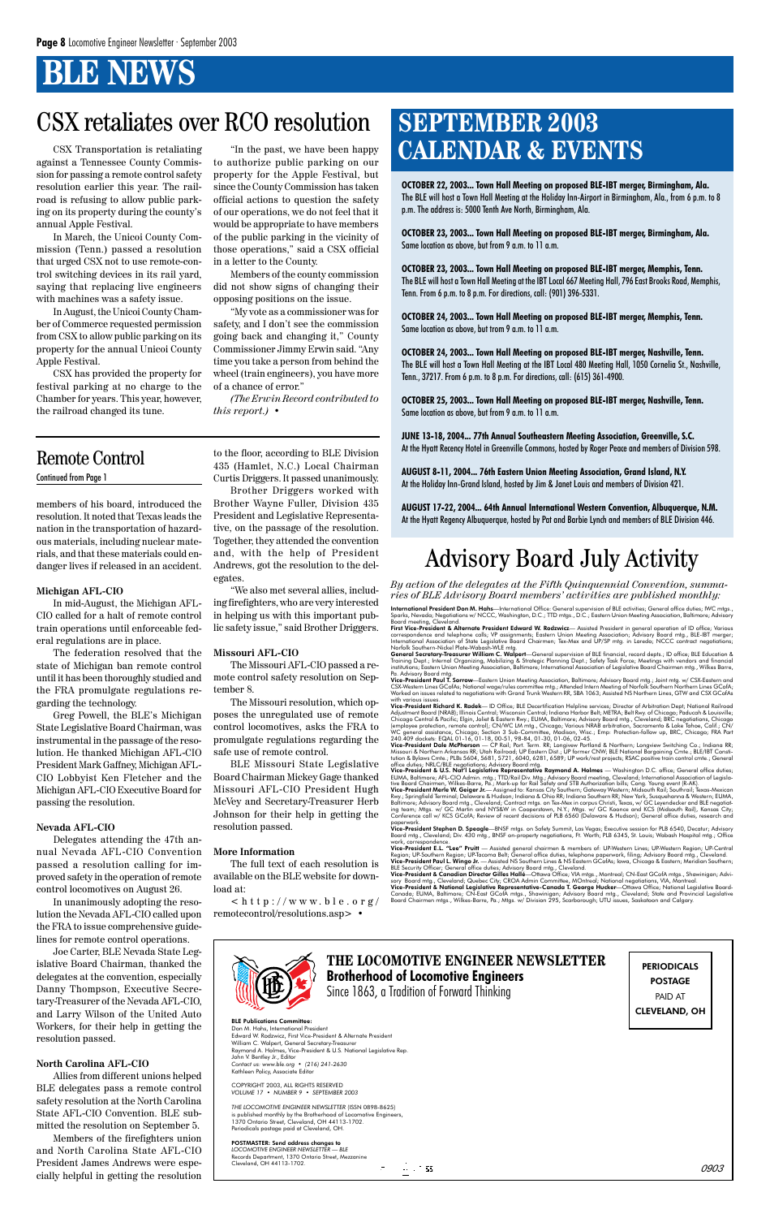# BLE NEWS

## CSX retaliates over RCO resolution

CSX Transportation is retaliating against a Tennessee County Commission for passing a remote control safety resolution earlier this year. The railroad is refusing to allow public parking on its property during the county's annual Apple Festival.

In March, the Unicoi County Commission (Tenn.) passed a resolution that urged CSX not to use remote-control switching devices in its rail yard, saying that replacing live engineers with machines was a safety issue.

In August, the Unicoi County Chamber of Commerce requested permission from CSX to allow public parking on its property for the annual Unicoi County Apple Festival.

CSX has provided the property for festival parking at no charge to the Chamber for years. This year, however, the railroad changed its tune.

"In the past, we have been happy to authorize public parking on our property for the Apple Festival, but since the County Commission has taken official actions to question the safety of our operations, we do not feel that it would be appropriate to have members of the public parking in the vicinity of those operations," said a CSX official in a letter to the County.

Members of the county commission did not show signs of changing their opposing positions on the issue.

"My vote as a commissioner was for safety, and I don't see the commission going back and changing it," County Commissioner Jimmy Erwin said. "Any time you take a person from behind the wheel (train engineers), you have more of a chance of error."

*(The Erwin Record contributed to this report.)* •

## Remote Control

Continued from Page 1

members of his board, introduced the resolution. It noted that Texas leads the nation in the transportation of hazardous materials, including nuclear materials, and that these materials could endanger lives if released in an accident.

### Michigan AFL-CIO

In mid-August, the Michigan AFL-CIO called for a halt of remote control train operations until enforceable federal regulations are in place.

The federation resolved that the state of Michigan ban remote control until it has been thoroughly studied and the FRA promulgate regulations regarding the technology.

Greg Powell, the BLE's Michigan State Legislative Board Chairman, was instrumental in the passage of the resolution. He thanked Michigan AFL-CIO President Mark Gaffney, Michigan AFL-CIO Lobbyist Ken Fletcher and the Michigan AFL-CIO Executive Board for passing the resolution.

### Nevada AFL-CIO

Delegates attending the 47th annual Nevada AFL-CIO Convention passed a resolution calling for improved safety in the operation of remote control locomotives on August 26.

In unanimously adopting the resolution the Nevada AFL-CIO called upon the FRA to issue comprehensive guidelines for remote control operations.

Joe Carter, BLE Nevada State Legislative Board Chairman, thanked the delegates at the convention, especially Danny Thompson, Executive Secretary-Treasurer of the Nevada AFL-CIO, and Larry Wilson of the United Auto Workers, for their help in getting the resolution passed.

### North Carolina AFL-CIO

Allies from different unions helped BLE delegates pass a remote control safety resolution at the North Carolina State AFL-CIO Convention. BLE submitted the resolution on September 5.

Members of the firefighters union and North Carolina State AFL-CIO President James Andrews were especially helpful in getting the resolution to the floor, according to BLE Division 435 (Hamlet, N.C.) Local Chairman Curtis Driggers. It passed unanimously.

Brother Driggers worked with Brother Wayne Fuller, Division 435 President and Legislative Representative, on the passage of the resolution. Together, they attended the convention and, with the help of President Andrews, got the resolution to the delegates.

"We also met several allies, including firefighters, who are very interested in helping us with this important public safety issue," said Brother Driggers.

### Missouri AFL-CIO

The Missouri AFL-CIO passed a remote control safety resolution on September 8.

The Missouri resolution, which opposes the unregulated use of remote control locomotives, asks the FRA to promulgate regulations regarding the safe use of remote control.

BLE Missouri State Legislative Board Chairman Mickey Gage thanked Missouri AFL-CIO President Hugh McVey and Secretary-Treasurer Herb Johnson for their help in getting the resolution passed.

### More Information

The full text of each resolution is available on the BLE website for download at:

<http://www.ble.org/remotecontrol/resolutions.asp> •

## SEPTEMBER 2003 CALENDAR & EVENTS

**OCTOBER 22, 2003... Town Hall Meeting on proposed BLE-IBT merger, Birmingham, Ala.**
The BLE will host a Town Hall Meeting at the Holiday Inn-Airport in Birmingham, Ala., from 6 p.m. to 8 p.m. The address is: 5000 Tenth Ave North, Birmingham, Ala.

**OCTOBER 23, 2003... Town Hall Meeting on proposed BLE-IBT merger, Birmingham, Ala.**
Same location as above, but from 9 a.m. to 11 a.m.

**OCTOBER 23, 2003... Town Hall Meeting on proposed BLE-IBT merger, Memphis, Tenn.**
The BLE will host a Town Hall Meeting at the IBT Local 667 Meeting Hall, 796 East Brooks Road, Memphis, Tenn. From 6 p.m. to 8 p.m. For directions, call: (901) 396-5331.

**OCTOBER 24, 2003... Town Hall Meeting on proposed BLE-IBT merger, Memphis, Tenn.**
Same location as above, but from 9 a.m. to 11 a.m.

**OCTOBER 24, 2003... Town Hall Meeting on proposed BLE-IBT merger, Nashville, Tenn.**
The BLE will host a Town Hall Meeting at the IBT Local 480 Meeting Hall, 1050 Cornelia St., Nashville, Tenn., 37217. From 6 p.m. to 8 p.m. For directions, call: (615) 361-4900.

**OCTOBER 25, 2003... Town Hall Meeting on proposed BLE-IBT merger, Nashville, Tenn.**
Same location as above, but from 9 a.m. to 11 a.m.

**JUNE 13-18, 2004... 77th Annual Southeastern Meeting Association, Greenville, S.C.**
At the Hyatt Recency Hotel in Greenville Commons, hosted by Roger Peace and members of Division 598.

**AUGUST 8-11, 2004... 76th Eastern Union Meeting Association, Grand Island, N.Y.**
At the Holiday Inn-Grand Island, hosted by Jim & Janet Louis and members of Division 421.

**AUGUST 17-22, 2004... 64th Annual International Western Convention, Albuquerque, N.M.**
At the Hyatt Regency Albuquerque, hosted by Pat and Barbie Lynch and members of BLE Division 446.

## Advisory Board July Activity

*By action of the delegates at the Fifth Quinquennial Convention, summaries of BLE Advisory Board members' activities are published monthly:*

**International President Don M. Hahs**—International Office: General supervision of BLE activities; General office duties; IWC mtgs., Sparks, Nevada; Negotiations w/ NCCC, Washington, D.C.; TTD mtgs., D.C.; Eastern Union Meeting Association, Baltimore; Advisory Board meeting, Cleveland.

**First Vice-President & Alternate President Edward W. Rodzwicz**— Assisted President in general operation of ID office; Various correspondence and telephone calls; VP assignments; Eastern Union Meeting Association; Advisory Board mtg., BLE-IBT merger; International Association of State Legislative Board Chairmen, Tex-Mex and UP/SP mtg. in Laredo; NCCC contract negotiations; Norfolk Southern-Nickel Plate-Wabash-WLE mtg.

**General Secretary-Treasurer William C. Walpert**—General supervision of BLE financial, record depts.; ID office; BLE Education & Training Dept.; Internal Organizing, Mobilizing & Strategic Planning Dept.; Safety Task Force; Meetings with vendors and financial institutions; Eastern Union Meeting Association, Baltimore; International Association of Legislative Board Chairmen mtg., Wilkes Barre, Pa. Advisory Board mtg.

**Vice-President Paul T. Sorrow**—Eastern Union Meeting Association, Baltimore; Advisory Board mtg.; Joint mtg. w/ CSX-Eastern and CSX-Western Lines GCofAs; National wage/rules committee mtg.; Attended Intern Meeting of Norfolk Southern Northern Lines GCofA; Worked on issues related to negotiations with Grand Trunk Western RR, SBA 1063; Assisted NS Northern Lines, GTW and CSX GCofAs with various issues.

**Vice-President Richard K. Radek**— ID Office; BLE Decertification Helpline services; Director of Arbitration Dept; National Railroad Adjustment Board (NRAB); Illinois Central; Wisconsin Central; Indiana Harbor Belt; METRA; Belt Rwy. of Chicago; Paducah & Louisville; Chicago Central & Pacific; Elgin, Joliet & Eastern Rwy.; EUMA, Baltimore; Advisory Board mtg., Cleveland; BRC negotiations, Chicago (employee protection, remote control); CN/WC LM mtg., Chicago; Various NRAB arbitration, Sacramento & Lake Tahoe, Calif.; CN/WC general assistance, Chicago; Section 3 Sub-Committee, Madison, Wisc.; Emp. Protection-follow up, BRC, Chicago; FRA Part 240.409 dockets: EQAL 01-16, 01-18, 00-51, 98-84, 01-30, 01-06, 02-45.

**Vice-President Dale McPherson** — CP Rail; Port. Term. RR; Longview Portland & Northern; Longview Switching Co.; Indiana RR; Missouri & Northern Arkansas RR; Utah Railroad; UP Eastern Dist.; UP former CNW; BLE National Bargaining Cmte.; BLE/IBT Constitution & Bylaws Cmte.; PLBs 5604, 5681, 5721, 6040, 6281, 6589; UP work/rest projects; RSAC positive train control cmte.; General office duties; NRLC/BLE negotiations; Advisory Board mtg.

**Vice-President & U.S. Nat'l Legislative Representative Raymond A. Holmes** — Washington D.C. office; General office duties; EUMA, Baltimore; AFL-CIO Admin. mtg.; TTD/Rail Div. Mtg.; Advisory Board meeting, Cleveland; International Association of Legislative Board Chairmen, Wilkes-Barre, Pa.; Mark-up for Rail Safety and STB Authorization bills; Cong. Young event (R-AK).

**Vice-President Merle W. Geiger Jr.**— Assigned to: Kansas City Southern; Gateway Western; Midsouth Rail; Southrail; Texas-Mexican Rwy.; Springfield Terminal; Delaware & Hudson; Indiana & Ohio RR; Indiana Southern RR; New York, Susquehanna & Western; EUMA, Baltimore; Advisory Board mtg., Cleveland; Contract mtgs. on Tex-Mex in corpus Christi, Texas, w/ GC Leyendecker and BLE negotiating team; Mtgs. w/ GC Martin and NYS&W in Cooperstown, N.Y.; Mtgs. w/ GC Koonce and KCS (Midsouth Rail), Kansas City; Conference call w/ KCS GCofA; Review of recent decisions of PLB 6560 (Delaware & Hudson); General office duties, research and paperwork.

**Vice-President Stephen D. Speagle**—BNSF mtgs. on Safety Summit, Las Vegas; Executive session for PLB 6540, Decatur; Advisory Board mtg., Cleveland; Div. 430 mtg., BNSF on-property negotiations, Ft. Worth; PLB 6345, St. Louis; Wabash Hospital mtg.; Office work, correspondence.

**Vice-President E.L. "Lee" Pruitt** — Assisted general chairmen & members of: UP-Western Lines; UP-Western Region; UP-Central Region; UP-Southern Region; UP-Tacoma Belt; General office duties, telephone paperwork, filing; Advisory Board mtg., Cleveland.

**Vice-President Paul L. Wingo Jr.** — Assisted NS Southern Lines & NS Eastern GCofAs; Iowa, Chicago & Eastern; Meridian Southern; BLE Security Officer; General office duties; Advisory Board mtg., Cleveland.

**Vice-President & Canadian Director Gilles Hallé**—Ottawa Office; VIA mtgs., Montreal; CN-East GCofA mtgs., Shawinigan; Advisory Board mtg., Cleveland; Quebec City; CROA Admin Committee, MOntreal; National negotiations, VIA, Montreal.

**Vice-President & National Legislative Representative-Canada T. George Hucker**—Ottawa Office; National Legislative Board-Canada; EUMA, Baltimore, CN-East GCofA mtgs., Shawinigan; Advisory Board mtg., Cleveland; State and Provincial Legislative Board Chairmen mtgs., Wilkes-Barre, Pa.; Mtgs. w/ Division 295, Scarborough; UTU issues, Saskatoon and Calgary.

## THE LOCOMOTIVE ENGINEER NEWSLETTER
**Brotherhood of Locomotive Engineers**
Since 1863, a Tradition of Forward Thinking

**BLE Publications Committee:**
Don M. Hahs, International President
Edward W. Rodzwicz, First Vice-President & Alternate President
William C. Walpert, General Secretary-Treasurer
Raymond A. Holmes, Vice-President & U.S. National Legislative Rep.
John V. Bentley Jr., Editor
*Contact us: www.ble.org • (216) 241-2630*
Kathleen Policy, Associate Editor

COPYRIGHT 2003, ALL RIGHTS RESERVED
*VOLUME 17 • NUMBER 9 • SEPTEMBER 2003*

*THE LOCOMOTIVE ENGINEER NEWSLETTER* (ISSN 0898-8625) is published monthly by the Brotherhood of Locomotive Engineers, 1370 Ontario Street, Cleveland, OH 44113-1702. Periodicals postage paid at Cleveland, OH.

**POSTMASTER: Send address changes to** *LOCOMOTIVE ENGINEER NEWSLETTER — BLE* Records Department, 1370 Ontario Street, Mezzanine Cleveland, OH 44113-1702.

**PERIODICALS POSTAGE** PAID AT **CLEVELAND, OH**

0903